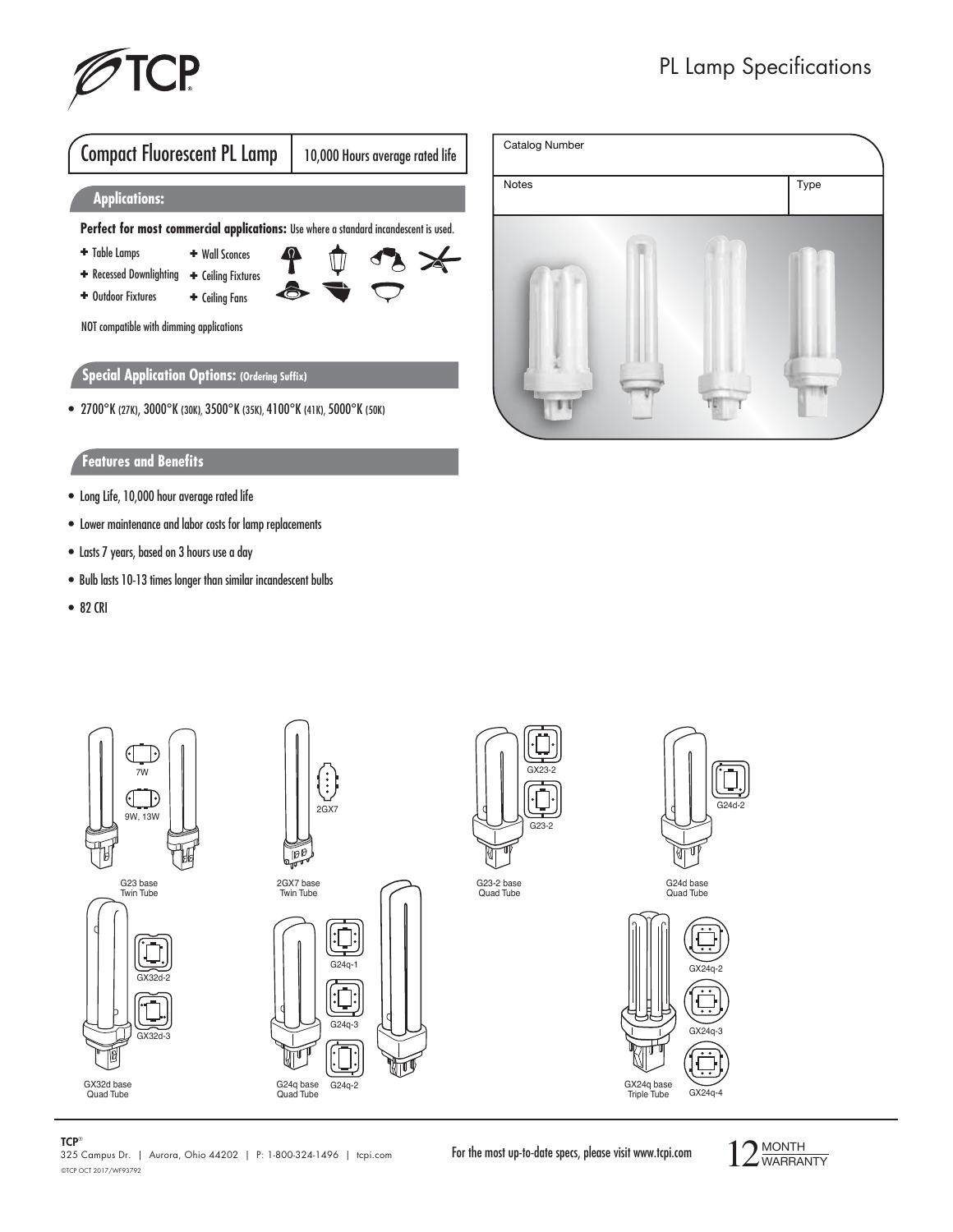# PL Lamp Specifications

## Compact Fluorescent PL Lamp

10,000 Hours average rated life

| Catalog Number | |
|---|---|
| Notes | Type |

### Applications:

**Perfect for most commercial applications:** Use where a standard incandescent is used.

- Table Lamps
- Wall Sconces
- Recessed Downlighting
- Ceiling Fixtures
- Outdoor Fixtures
- Ceiling Fans

NOT compatible with dimming applications

### Special Application Options: (Ordering Suffix)

- 2700°K (27K), 3000°K (30K), 3500°K (35K), 4100°K (41K), 5000°K (50K)

### Features and Benefits

- Long Life, 10,000 hour average rated life
- Lower maintenance and labor costs for lamp replacements
- Lasts 7 years, based on 3 hours use a day
- Bulb lasts 10-13 times longer than similar incandescent bulbs
- 82 CRI

7W

9W, 13W

G23 base
Twin Tube

2GX7

2GX7 base
Twin Tube

GX23-2

G23-2

G23-2 base
Quad Tube

G24d-2

G24d base
Quad Tube

GX32d-2

GX32d-3

GX32d base
Quad Tube

G24q-1

G24q-3

G24q-2

G24q base
Quad Tube

GX24q-2

GX24q-3

GX24q-4

GX24q base
Triple Tube

**TCP**®
325 Campus Dr. | Aurora, Ohio 44202 | P: 1-800-324-1496 | tcpi.com
©TCP OCT 2017/WF93792

For the most up-to-date specs, please visit www.tcpi.com

12 MONTH WARRANTY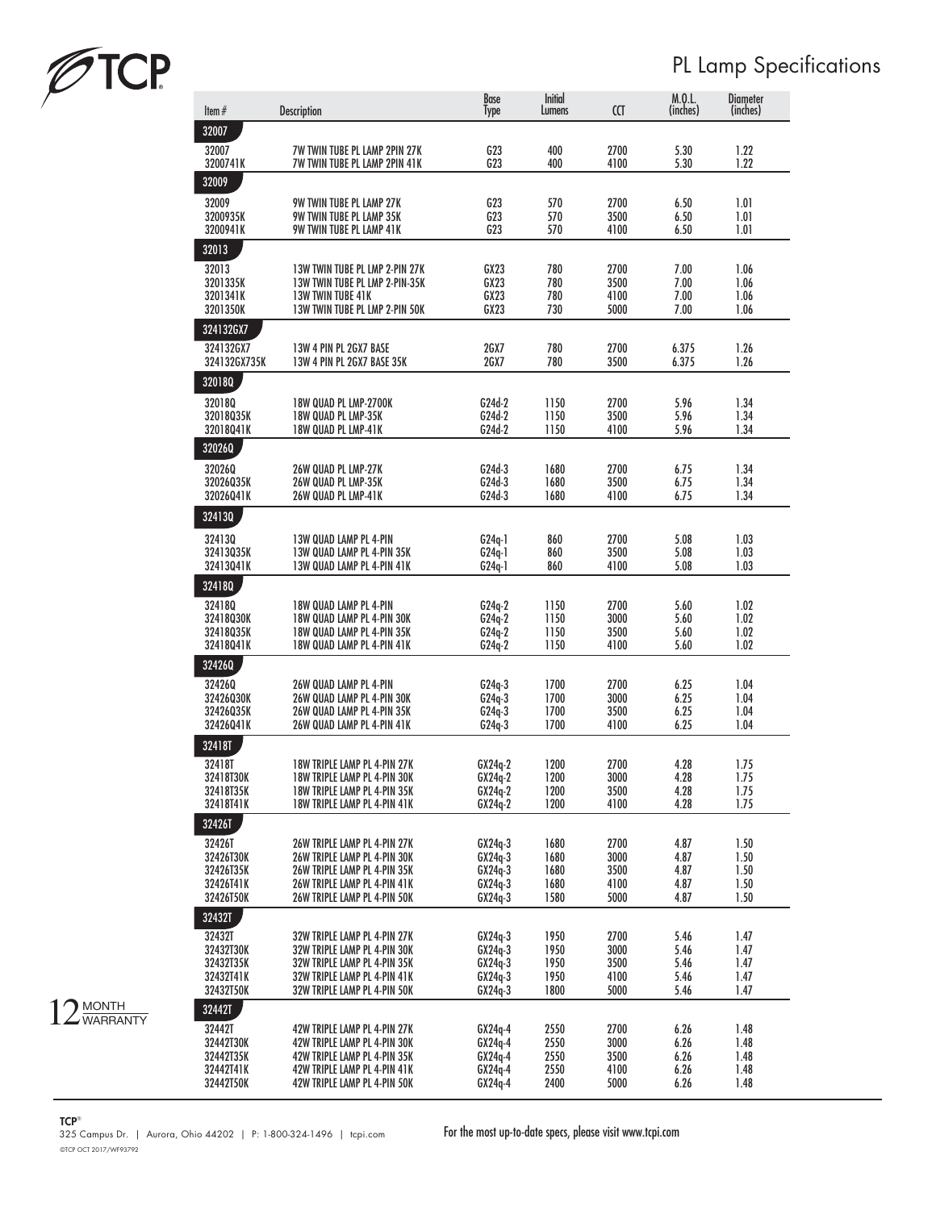// PL Lamp Specifications

| Item # | Description | Base Type | Initial Lumens | CCT | M.O.L. (inches) | Diameter (inches) |
|---|---|---|---|---|---|---|
| **32007** | | | | | | |
| 32007 | 7W TWIN TUBE PL LAMP 2PIN 27K | G23 | 400 | 2700 | 5.30 | 1.22 |
| 3200741K | 7W TWIN TUBE PL LAMP 2PIN 41K | G23 | 400 | 4100 | 5.30 | 1.22 |
| **32009** | | | | | | |
| 32009 | 9W TWIN TUBE PL LAMP 27K | G23 | 570 | 2700 | 6.50 | 1.01 |
| 3200935K | 9W TWIN TUBE PL LAMP 35K | G23 | 570 | 3500 | 6.50 | 1.01 |
| 3200941K | 9W TWIN TUBE PL LAMP 41K | G23 | 570 | 4100 | 6.50 | 1.01 |
| **32013** | | | | | | |
| 32013 | 13W TWIN TUBE PL LMP 2-PIN 27K | GX23 | 780 | 2700 | 7.00 | 1.06 |
| 3201335K | 13W TWIN TUBE PL LMP 2-PIN-35K | GX23 | 780 | 3500 | 7.00 | 1.06 |
| 3201341K | 13W TWIN TUBE 41K | GX23 | 780 | 4100 | 7.00 | 1.06 |
| 3201350K | 13W TWIN TUBE PL LMP 2-PIN 50K | GX23 | 730 | 5000 | 7.00 | 1.06 |
| **324132GX7** | | | | | | |
| 324132GX7 | 13W 4 PIN PL 2GX7 BASE | 2GX7 | 780 | 2700 | 6.375 | 1.26 |
| 324132GX735K | 13W 4 PIN PL 2GX7 BASE 35K | 2GX7 | 780 | 3500 | 6.375 | 1.26 |
| **32018Q** | | | | | | |
| 32018Q | 18W QUAD PL LMP-2700K | G24d-2 | 1150 | 2700 | 5.96 | 1.34 |
| 32018Q35K | 18W QUAD PL LMP-35K | G24d-2 | 1150 | 3500 | 5.96 | 1.34 |
| 32018Q41K | 18W QUAD PL LMP-41K | G24d-2 | 1150 | 4100 | 5.96 | 1.34 |
| **32026Q** | | | | | | |
| 32026Q | 26W QUAD PL LMP-27K | G24d-3 | 1680 | 2700 | 6.75 | 1.34 |
| 32026Q35K | 26W QUAD PL LMP-35K | G24d-3 | 1680 | 3500 | 6.75 | 1.34 |
| 32026Q41K | 26W QUAD PL LMP-41K | G24d-3 | 1680 | 4100 | 6.75 | 1.34 |
| **32413Q** | | | | | | |
| 32413Q | 13W QUAD LAMP PL 4-PIN | G24q-1 | 860 | 2700 | 5.08 | 1.03 |
| 32413Q35K | 13W QUAD LAMP PL 4-PIN 35K | G24q-1 | 860 | 3500 | 5.08 | 1.03 |
| 32413Q41K | 13W QUAD LAMP PL 4-PIN 41K | G24q-1 | 860 | 4100 | 5.08 | 1.03 |
| **32418Q** | | | | | | |
| 32418Q | 18W QUAD LAMP PL 4-PIN | G24q-2 | 1150 | 2700 | 5.60 | 1.02 |
| 32418Q30K | 18W QUAD LAMP PL 4-PIN 30K | G24q-2 | 1150 | 3000 | 5.60 | 1.02 |
| 32418Q35K | 18W QUAD LAMP PL 4-PIN 35K | G24q-2 | 1150 | 3500 | 5.60 | 1.02 |
| 32418Q41K | 18W QUAD LAMP PL 4-PIN 41K | G24q-2 | 1150 | 4100 | 5.60 | 1.02 |
| **32426Q** | | | | | | |
| 32426Q | 26W QUAD LAMP PL 4-PIN | G24q-3 | 1700 | 2700 | 6.25 | 1.04 |
| 32426Q30K | 26W QUAD LAMP PL 4-PIN 30K | G24q-3 | 1700 | 3000 | 6.25 | 1.04 |
| 32426Q35K | 26W QUAD LAMP PL 4-PIN 35K | G24q-3 | 1700 | 3500 | 6.25 | 1.04 |
| 32426Q41K | 26W QUAD LAMP PL 4-PIN 41K | G24q-3 | 1700 | 4100 | 6.25 | 1.04 |
| **32418T** | | | | | | |
| 32418T | 18W TRIPLE LAMP PL 4-PIN 27K | GX24q-2 | 1200 | 2700 | 4.28 | 1.75 |
| 32418T30K | 18W TRIPLE LAMP PL 4-PIN 30K | GX24q-2 | 1200 | 3000 | 4.28 | 1.75 |
| 32418T35K | 18W TRIPLE LAMP PL 4-PIN 35K | GX24q-2 | 1200 | 3500 | 4.28 | 1.75 |
| 32418T41K | 18W TRIPLE LAMP PL 4-PIN 41K | GX24q-2 | 1200 | 4100 | 4.28 | 1.75 |
| **32426T** | | | | | | |
| 32426T | 26W TRIPLE LAMP PL 4-PIN 27K | GX24q-3 | 1680 | 2700 | 4.87 | 1.50 |
| 32426T30K | 26W TRIPLE LAMP PL 4-PIN 30K | GX24q-3 | 1680 | 3000 | 4.87 | 1.50 |
| 32426T35K | 26W TRIPLE LAMP PL 4-PIN 35K | GX24q-3 | 1680 | 3500 | 4.87 | 1.50 |
| 32426T41K | 26W TRIPLE LAMP PL 4-PIN 41K | GX24q-3 | 1680 | 4100 | 4.87 | 1.50 |
| 32426T50K | 26W TRIPLE LAMP PL 4-PIN 50K | GX24q-3 | 1580 | 5000 | 4.87 | 1.50 |
| **32432T** | | | | | | |
| 32432T | 32W TRIPLE LAMP PL 4-PIN 27K | GX24q-3 | 1950 | 2700 | 5.46 | 1.47 |
| 32432T30K | 32W TRIPLE LAMP PL 4-PIN 30K | GX24q-3 | 1950 | 3000 | 5.46 | 1.47 |
| 32432T35K | 32W TRIPLE LAMP PL 4-PIN 35K | GX24q-3 | 1950 | 3500 | 5.46 | 1.47 |
| 32432T41K | 32W TRIPLE LAMP PL 4-PIN 41K | GX24q-3 | 1950 | 4100 | 5.46 | 1.47 |
| 32432T50K | 32W TRIPLE LAMP PL 4-PIN 50K | GX24q-3 | 1800 | 5000 | 5.46 | 1.47 |
| **32442T** | | | | | | |
| 32442T | 42W TRIPLE LAMP PL 4-PIN 27K | GX24q-4 | 2550 | 2700 | 6.26 | 1.48 |
| 32442T30K | 42W TRIPLE LAMP PL 4-PIN 30K | GX24q-4 | 2550 | 3000 | 6.26 | 1.48 |
| 32442T35K | 42W TRIPLE LAMP PL 4-PIN 35K | GX24q-4 | 2550 | 3500 | 6.26 | 1.48 |
| 32442T41K | 42W TRIPLE LAMP PL 4-PIN 41K | GX24q-4 | 2550 | 4100 | 6.26 | 1.48 |
| 32442T50K | 42W TRIPLE LAMP PL 4-PIN 50K | GX24q-4 | 2400 | 5000 | 6.26 | 1.48 |

12 MONTH WARRANTY

TCP®
325 Campus Dr. | Aurora, Ohio 44202 | P: 1-800-324-1496 | tcpi.com

For the most up-to-date specs, please visit www.tcpi.com

©TCP OCT 2017/WF93792